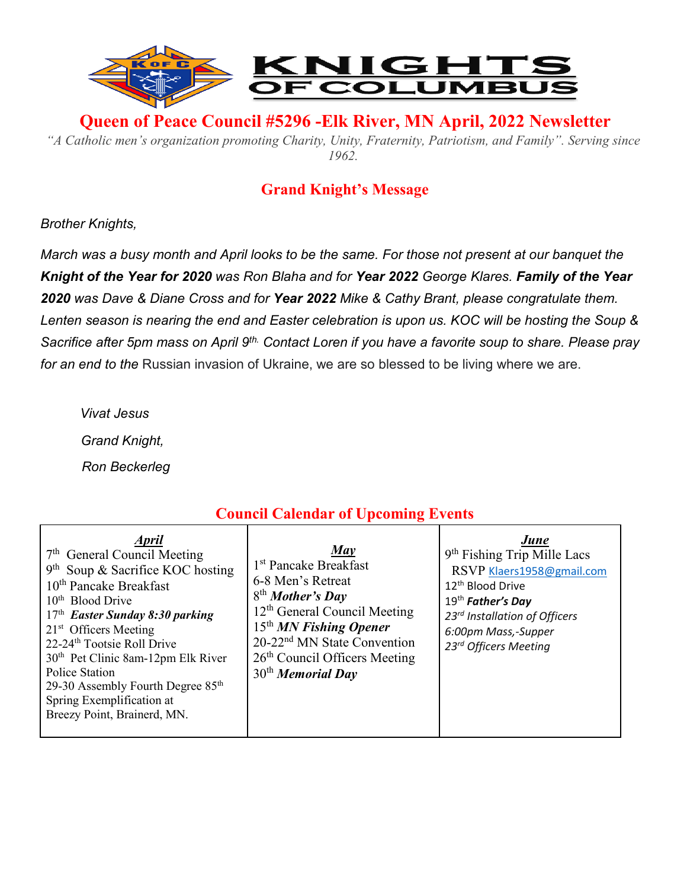# KNIGHTS OF COLUMBUS

## Queen of Peace Council #5296 -Elk River, MN April, 2022 Newsletter

*"A Catholic men's organization promoting Charity, Unity, Fraternity, Patriotism, and Family". Serving since 1962.*

## Grand Knight's Message

*Brother Knights,*

*March was a busy month and April looks to be the same. For those not present at our banquet the **Knight of the Year for 2020** was Ron Blaha and for **Year 2022** George Klares. **Family of the Year 2020** was Dave & Diane Cross and for **Year 2022** Mike & Cathy Brant, please congratulate them. Lenten season is nearing the end and Easter celebration is upon us. KOC will be hosting the Soup & Sacrifice after 5pm mass on April 9th. Contact Loren if you have a favorite soup to share. Please pray for an end to the* Russian invasion of Ukraine, we are so blessed to be living where we are.

*Vivat Jesus*

*Grand Knight,*

*Ron Beckerleg*

## Council Calendar of Upcoming Events

| ***April*** | ***May*** | ***June*** |
|---|---|---|
| 7th General Council Meeting<br>9th Soup & Sacrifice KOC hosting<br>10th Pancake Breakfast<br>10th Blood Drive<br>17th ***Easter Sunday 8:30 parking***<br>21st Officers Meeting<br>22-24th Tootsie Roll Drive<br>30th Pet Clinic 8am-12pm Elk River Police Station<br>29-30 Assembly Fourth Degree 85th Spring Exemplification at Breezy Point, Brainerd, MN. | 1st Pancake Breakfast<br>6-8 Men's Retreat<br>8th ***Mother's Day***<br>12th General Council Meeting<br>15th ***MN Fishing Opener***<br>20-22nd MN State Convention<br>26th Council Officers Meeting<br>30th ***Memorial Day*** | 9th Fishing Trip Mille Lacs<br>RSVP Klaers1958@gmail.com<br>12th Blood Drive<br>19th ***Father's Day***<br>*23rd Installation of Officers*<br>*6:00pm Mass,-Supper*<br>*23rd Officers Meeting* |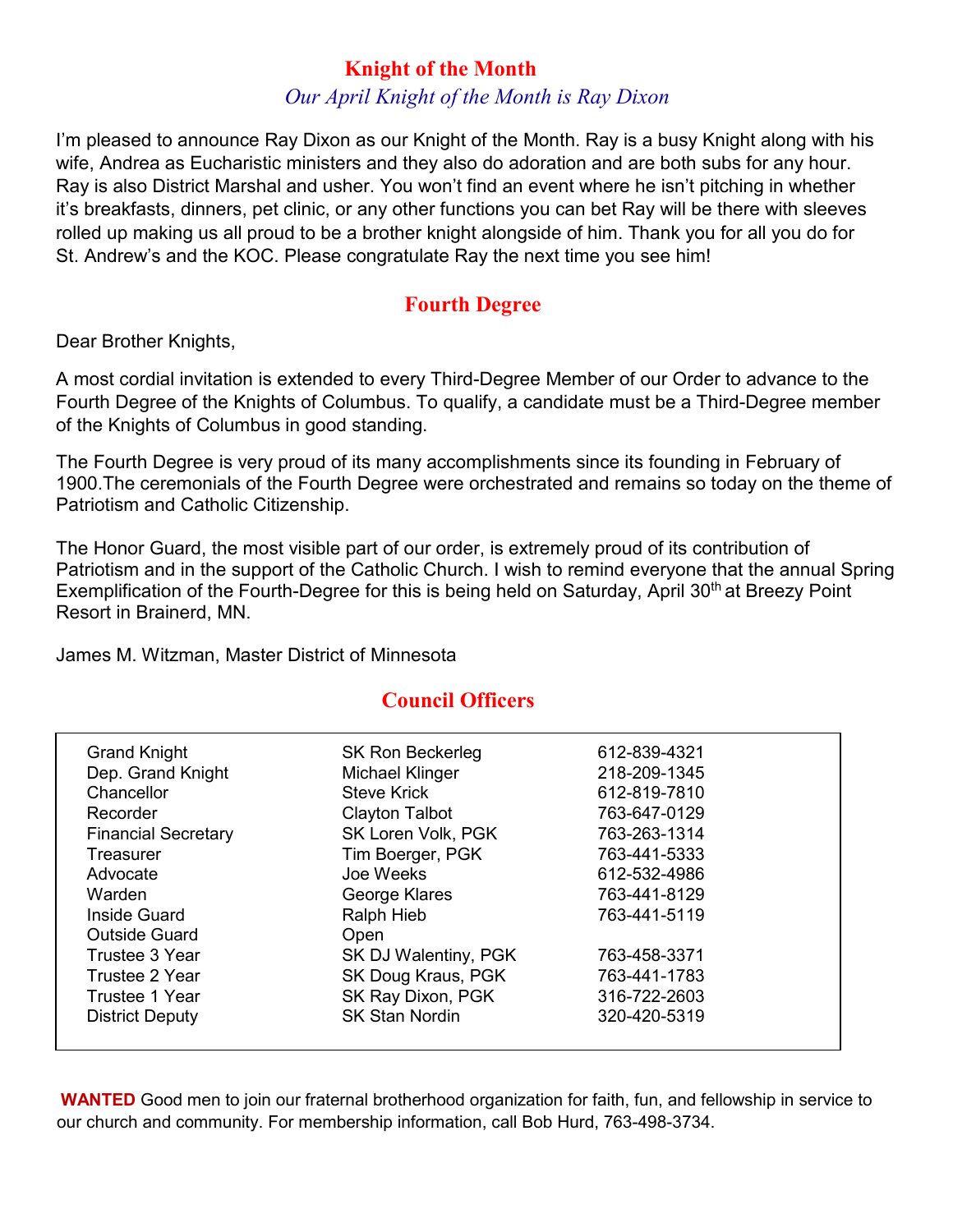## Knight of the Month

*Our April Knight of the Month is Ray Dixon*

I'm pleased to announce Ray Dixon as our Knight of the Month. Ray is a busy Knight along with his wife, Andrea as Eucharistic ministers and they also do adoration and are both subs for any hour. Ray is also District Marshal and usher. You won't find an event where he isn't pitching in whether it's breakfasts, dinners, pet clinic, or any other functions you can bet Ray will be there with sleeves rolled up making us all proud to be a brother knight alongside of him. Thank you for all you do for St. Andrew's and the KOC. Please congratulate Ray the next time you see him!

## Fourth Degree

Dear Brother Knights,

A most cordial invitation is extended to every Third-Degree Member of our Order to advance to the Fourth Degree of the Knights of Columbus. To qualify, a candidate must be a Third-Degree member of the Knights of Columbus in good standing.

The Fourth Degree is very proud of its many accomplishments since its founding in February of 1900.The ceremonials of the Fourth Degree were orchestrated and remains so today on the theme of Patriotism and Catholic Citizenship.

The Honor Guard, the most visible part of our order, is extremely proud of its contribution of Patriotism and in the support of the Catholic Church. I wish to remind everyone that the annual Spring Exemplification of the Fourth-Degree for this is being held on Saturday, April 30th at Breezy Point Resort in Brainerd, MN.

James M. Witzman, Master District of Minnesota

## Council Officers

| | | |
|---|---|---|
| Grand Knight | SK Ron Beckerleg | 612-839-4321 |
| Dep. Grand Knight | Michael Klinger | 218-209-1345 |
| Chancellor | Steve Krick | 612-819-7810 |
| Recorder | Clayton Talbot | 763-647-0129 |
| Financial Secretary | SK Loren Volk, PGK | 763-263-1314 |
| Treasurer | Tim Boerger, PGK | 763-441-5333 |
| Advocate | Joe Weeks | 612-532-4986 |
| Warden | George Klares | 763-441-8129 |
| Inside Guard | Ralph Hieb | 763-441-5119 |
| Outside Guard | Open | |
| Trustee 3 Year | SK DJ Walentiny, PGK | 763-458-3371 |
| Trustee 2 Year | SK Doug Kraus, PGK | 763-441-1783 |
| Trustee 1 Year | SK Ray Dixon, PGK | 316-722-2603 |
| District Deputy | SK Stan Nordin | 320-420-5319 |

**WANTED** Good men to join our fraternal brotherhood organization for faith, fun, and fellowship in service to our church and community. For membership information, call Bob Hurd, 763-498-3734.